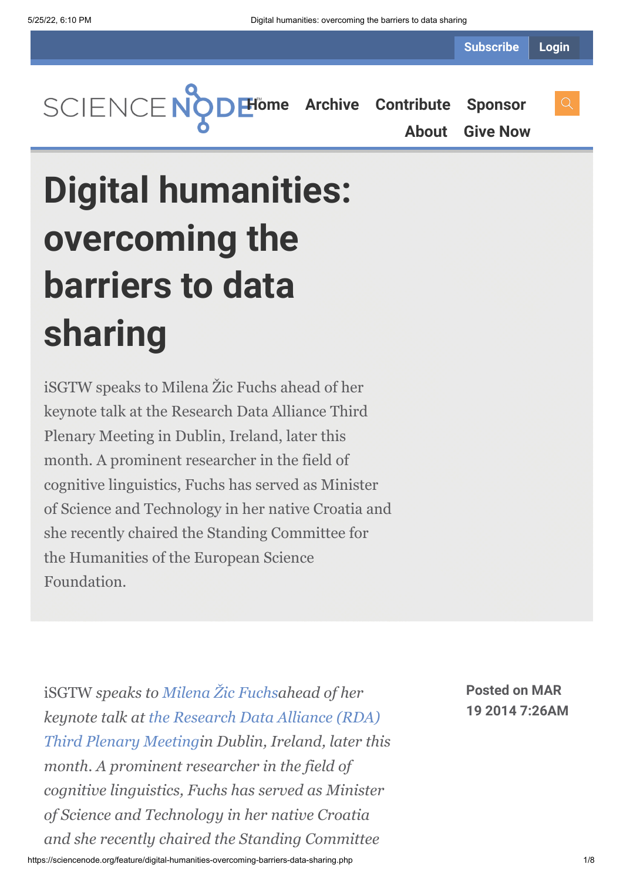Subscribe Login

SCIENCE NODE Home Archive Contribute Sponsor About Give Now

# Digital humanities: overcoming the barriers to data sharing

iSGTW speaks to Milena Žic Fuchs ahead of her keynote talk at the Research Data Alliance Third Plenary Meeting in Dublin, Ireland, later this month. A prominent researcher in the field of cognitive linguistics, Fuchs has served as Minister of Science and Technology in her native Croatia and she recently chaired the Standing Committee for the Humanities of the European Science Foundation.

**Posted on MAR 19 2014 7:26AM**

iSGTW *speaks to* Milena Žic Fuchs*ahead of her keynote talk at* the Research Data Alliance (RDA) Third Plenary Meeting*in Dublin, Ireland, later this month. A prominent researcher in the field of cognitive linguistics, Fuchs has served as Minister of Science and Technology in her native Croatia and she recently chaired the Standing Committee*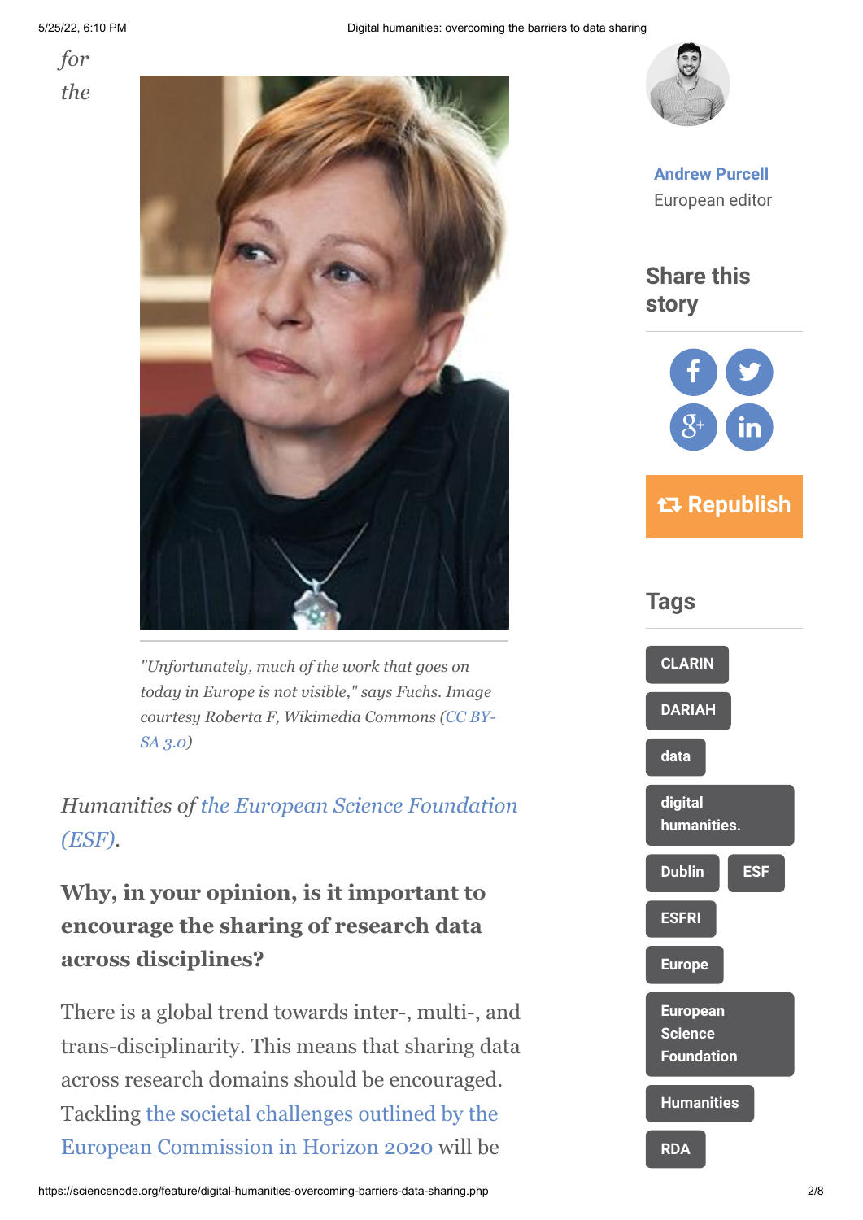*for the*

"Unfortunately, much of the work that goes on today in Europe is not visible," says Fuchs. Image courtesy Roberta F, Wikimedia Commons (CC BY-SA 3.0)

*Humanities of the European Science Foundation (ESF).*

**Why, in your opinion, is it important to encourage the sharing of research data across disciplines?**

There is a global trend towards inter-, multi-, and trans-disciplinarity. This means that sharing data across research domains should be encouraged. Tackling the societal challenges outlined by the European Commission in Horizon 2020 will be

Andrew Purcell
European editor

## Share this story

Republish

## Tags

CLARIN
DARIAH
data
digital humanities.
Dublin
ESF
ESFRI
Europe
European Science Foundation
Humanities
RDA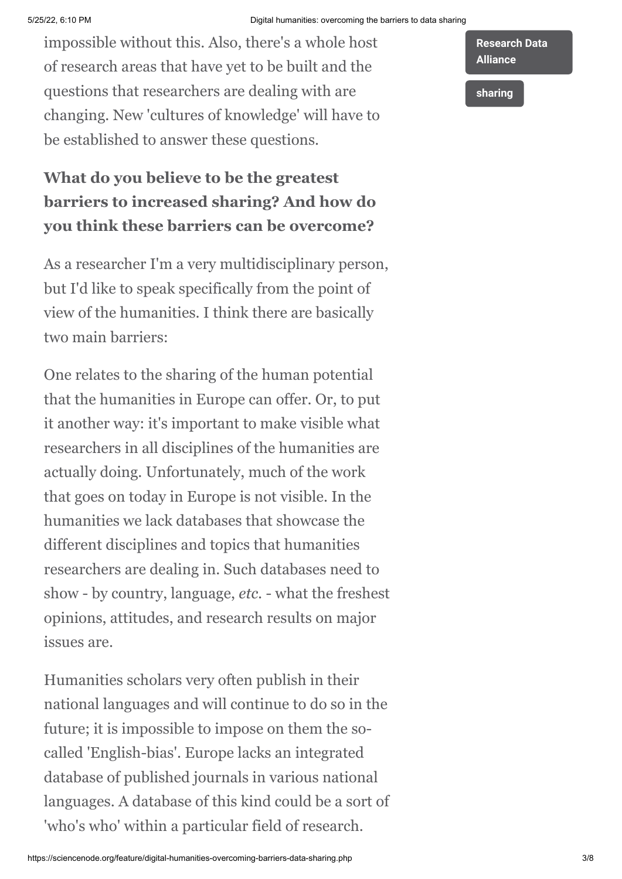impossible without this. Also, there's a whole host of research areas that have yet to be built and the questions that researchers are dealing with are changing. New 'cultures of knowledge' will have to be established to answer these questions.

**What do you believe to be the greatest barriers to increased sharing? And how do you think these barriers can be overcome?**

As a researcher I'm a very multidisciplinary person, but I'd like to speak specifically from the point of view of the humanities. I think there are basically two main barriers:

One relates to the sharing of the human potential that the humanities in Europe can offer. Or, to put it another way: it's important to make visible what researchers in all disciplines of the humanities are actually doing. Unfortunately, much of the work that goes on today in Europe is not visible. In the humanities we lack databases that showcase the different disciplines and topics that humanities researchers are dealing in. Such databases need to show - by country, language, *etc.* - what the freshest opinions, attitudes, and research results on major issues are.

Humanities scholars very often publish in their national languages and will continue to do so in the future; it is impossible to impose on them the so-called 'English-bias'. Europe lacks an integrated database of published journals in various national languages. A database of this kind could be a sort of 'who's who' within a particular field of research.

Research Data Alliance

sharing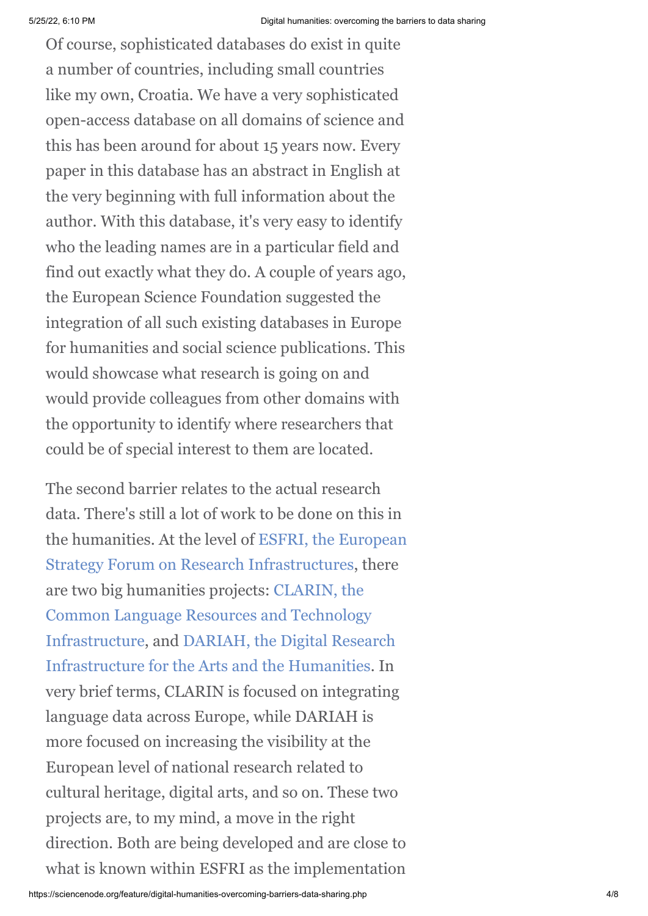Of course, sophisticated databases do exist in quite a number of countries, including small countries like my own, Croatia. We have a very sophisticated open-access database on all domains of science and this has been around for about 15 years now. Every paper in this database has an abstract in English at the very beginning with full information about the author. With this database, it's very easy to identify who the leading names are in a particular field and find out exactly what they do. A couple of years ago, the European Science Foundation suggested the integration of all such existing databases in Europe for humanities and social science publications. This would showcase what research is going on and would provide colleagues from other domains with the opportunity to identify where researchers that could be of special interest to them are located.

The second barrier relates to the actual research data. There's still a lot of work to be done on this in the humanities. At the level of ESFRI, the European Strategy Forum on Research Infrastructures, there are two big humanities projects: CLARIN, the Common Language Resources and Technology Infrastructure, and DARIAH, the Digital Research Infrastructure for the Arts and the Humanities. In very brief terms, CLARIN is focused on integrating language data across Europe, while DARIAH is more focused on increasing the visibility at the European level of national research related to cultural heritage, digital arts, and so on. These two projects are, to my mind, a move in the right direction. Both are being developed and are close to what is known within ESFRI as the implementation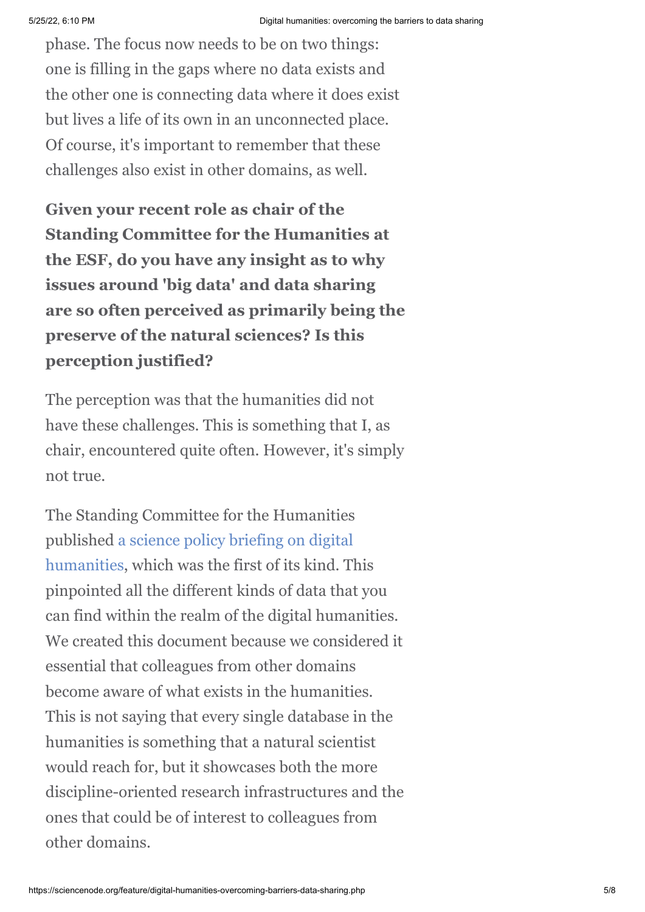phase. The focus now needs to be on two things: one is filling in the gaps where no data exists and the other one is connecting data where it does exist but lives a life of its own in an unconnected place. Of course, it's important to remember that these challenges also exist in other domains, as well.

**Given your recent role as chair of the Standing Committee for the Humanities at the ESF, do you have any insight as to why issues around 'big data' and data sharing are so often perceived as primarily being the preserve of the natural sciences? Is this perception justified?**

The perception was that the humanities did not have these challenges. This is something that I, as chair, encountered quite often. However, it's simply not true.

The Standing Committee for the Humanities published a science policy briefing on digital humanities, which was the first of its kind. This pinpointed all the different kinds of data that you can find within the realm of the digital humanities. We created this document because we considered it essential that colleagues from other domains become aware of what exists in the humanities. This is not saying that every single database in the humanities is something that a natural scientist would reach for, but it showcases both the more discipline-oriented research infrastructures and the ones that could be of interest to colleagues from other domains.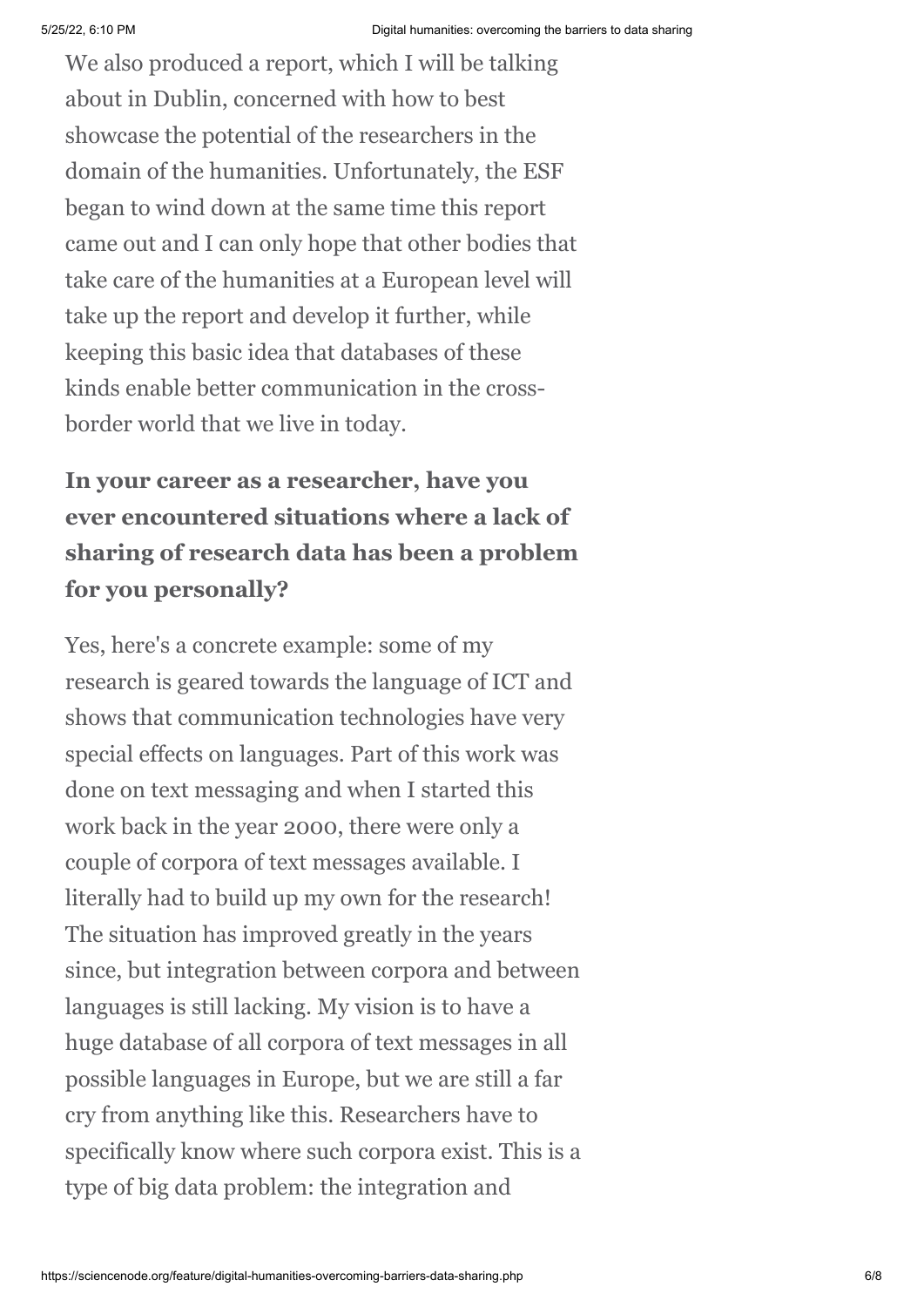We also produced a report, which I will be talking about in Dublin, concerned with how to best showcase the potential of the researchers in the domain of the humanities. Unfortunately, the ESF began to wind down at the same time this report came out and I can only hope that other bodies that take care of the humanities at a European level will take up the report and develop it further, while keeping this basic idea that databases of these kinds enable better communication in the cross-border world that we live in today.

**In your career as a researcher, have you ever encountered situations where a lack of sharing of research data has been a problem for you personally?**

Yes, here's a concrete example: some of my research is geared towards the language of ICT and shows that communication technologies have very special effects on languages. Part of this work was done on text messaging and when I started this work back in the year 2000, there were only a couple of corpora of text messages available. I literally had to build up my own for the research! The situation has improved greatly in the years since, but integration between corpora and between languages is still lacking. My vision is to have a huge database of all corpora of text messages in all possible languages in Europe, but we are still a far cry from anything like this. Researchers have to specifically know where such corpora exist. This is a type of big data problem: the integration and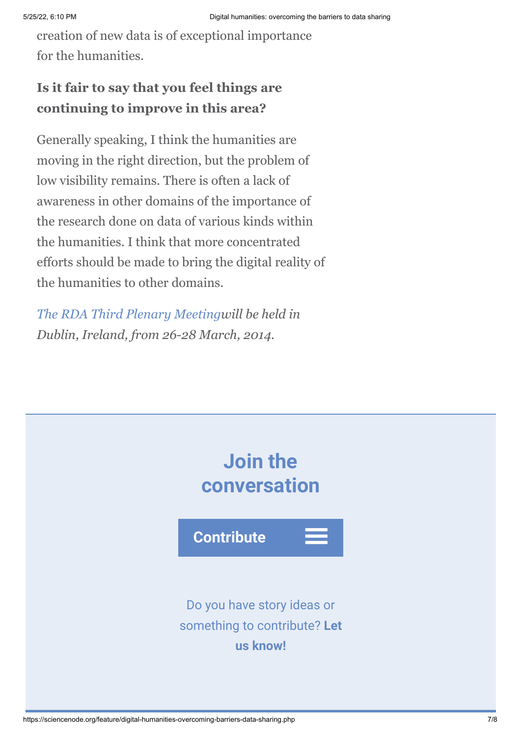creation of new data is of exceptional importance for the humanities.

**Is it fair to say that you feel things are continuing to improve in this area?**

Generally speaking, I think the humanities are moving in the right direction, but the problem of low visibility remains. There is often a lack of awareness in other domains of the importance of the research done on data of various kinds within the humanities. I think that more concentrated efforts should be made to bring the digital reality of the humanities to other domains.

*The RDA Third Plenary Meetingwill be held in Dublin, Ireland, from 26-28 March, 2014.*

## Join the conversation

Contribute

Do you have story ideas or something to contribute? **Let us know!**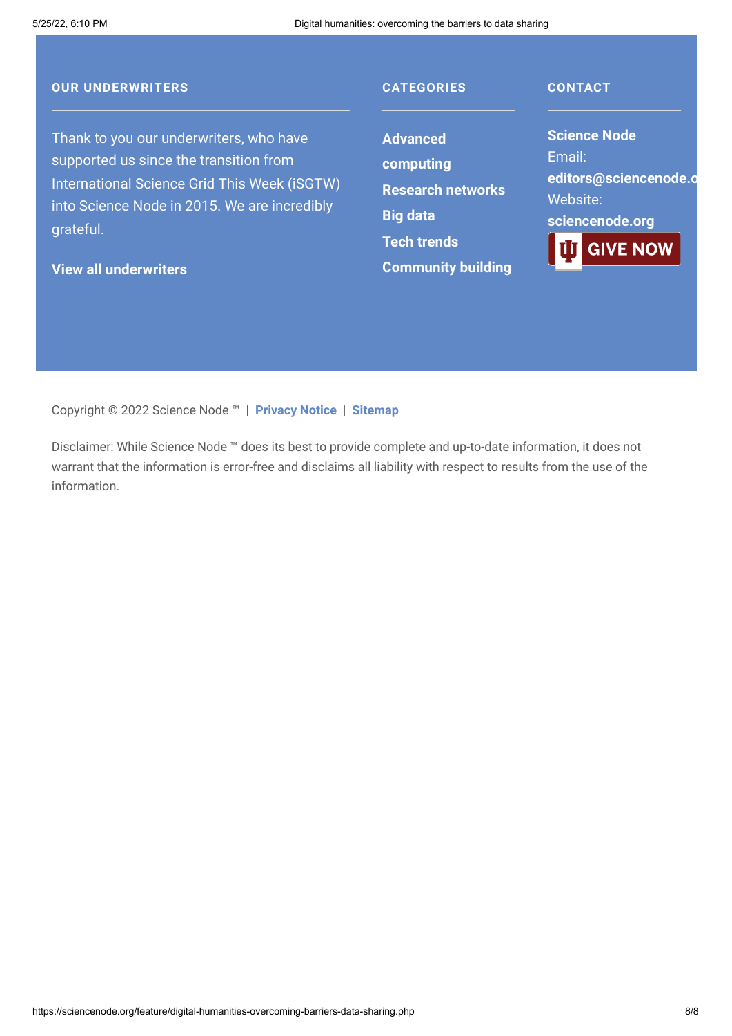## OUR UNDERWRITERS

Thank to you our underwriters, who have supported us since the transition from International Science Grid This Week (iSGTW) into Science Node in 2015. We are incredibly grateful.

**View all underwriters**

## CATEGORIES

**Advanced computing**

**Research networks**

**Big data**

**Tech trends**

**Community building**

## CONTACT

**Science Node**

Email:

**editors@sciencenode.o**

Website:

**sciencenode.org**

GIVE NOW

Copyright © 2022 Science Node ™ | **Privacy Notice** | **Sitemap**

Disclaimer: While Science Node ™ does its best to provide complete and up-to-date information, it does not warrant that the information is error-free and disclaims all liability with respect to results from the use of the information.